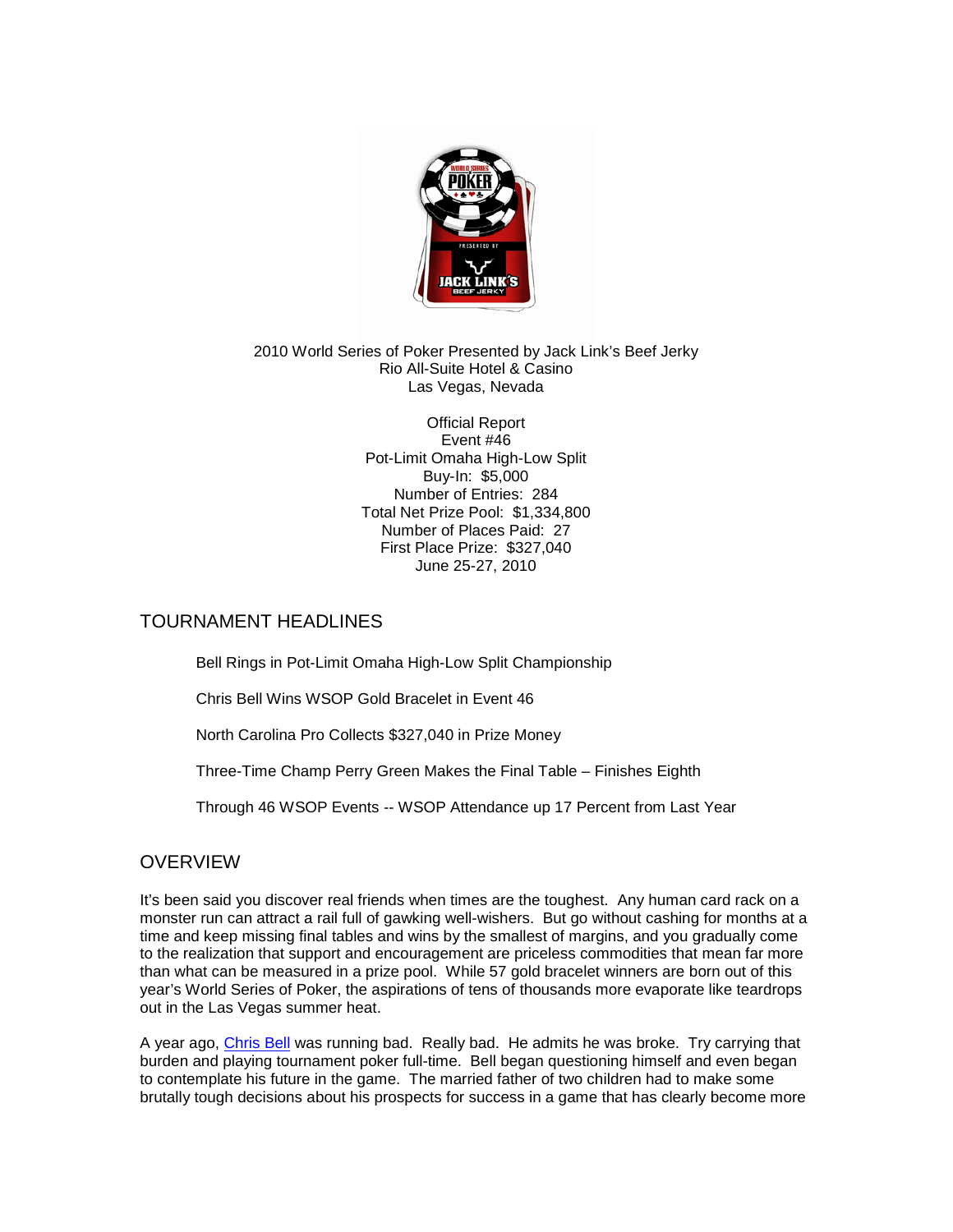2010 World Series of Poker Presented by Jack Link's Beef Jerky
Rio All-Suite Hotel & Casino
Las Vegas, Nevada

Official Report
Event #46
Pot-Limit Omaha High-Low Split
Buy-In: $5,000
Number of Entries: 284
Total Net Prize Pool: $1,334,800
Number of Places Paid: 27
First Place Prize: $327,040
June 25-27, 2010

## TOURNAMENT HEADLINES

Bell Rings in Pot-Limit Omaha High-Low Split Championship

Chris Bell Wins WSOP Gold Bracelet in Event 46

North Carolina Pro Collects $327,040 in Prize Money

Three-Time Champ Perry Green Makes the Final Table – Finishes Eighth

Through 46 WSOP Events -- WSOP Attendance up 17 Percent from Last Year

## OVERVIEW

It's been said you discover real friends when times are the toughest. Any human card rack on a monster run can attract a rail full of gawking well-wishers. But go without cashing for months at a time and keep missing final tables and wins by the smallest of margins, and you gradually come to the realization that support and encouragement are priceless commodities that mean far more than what can be measured in a prize pool. While 57 gold bracelet winners are born out of this year's World Series of Poker, the aspirations of tens of thousands more evaporate like teardrops out in the Las Vegas summer heat.

A year ago, Chris Bell was running bad. Really bad. He admits he was broke. Try carrying that burden and playing tournament poker full-time. Bell began questioning himself and even began to contemplate his future in the game. The married father of two children had to make some brutally tough decisions about his prospects for success in a game that has clearly become more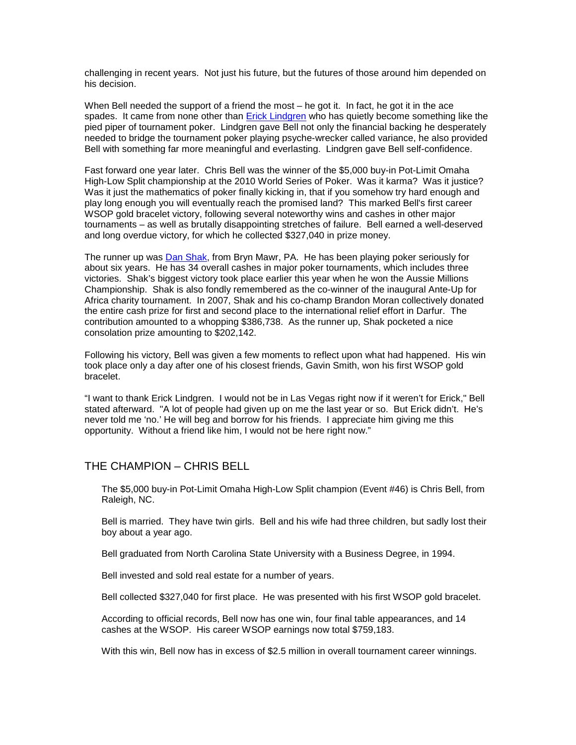challenging in recent years. Not just his future, but the futures of those around him depended on his decision.

When Bell needed the support of a friend the most – he got it. In fact, he got it in the ace spades. It came from none other than [Erick Lindgren](#) who has quietly become something like the pied piper of tournament poker. Lindgren gave Bell not only the financial backing he desperately needed to bridge the tournament poker playing psyche-wrecker called variance, he also provided Bell with something far more meaningful and everlasting. Lindgren gave Bell self-confidence.

Fast forward one year later. Chris Bell was the winner of the $5,000 buy-in Pot-Limit Omaha High-Low Split championship at the 2010 World Series of Poker. Was it karma? Was it justice? Was it just the mathematics of poker finally kicking in, that if you somehow try hard enough and play long enough you will eventually reach the promised land? This marked Bell's first career WSOP gold bracelet victory, following several noteworthy wins and cashes in other major tournaments – as well as brutally disappointing stretches of failure. Bell earned a well-deserved and long overdue victory, for which he collected $327,040 in prize money.

The runner up was [Dan Shak](#), from Bryn Mawr, PA. He has been playing poker seriously for about six years. He has 34 overall cashes in major poker tournaments, which includes three victories. Shak's biggest victory took place earlier this year when he won the Aussie Millions Championship. Shak is also fondly remembered as the co-winner of the inaugural Ante-Up for Africa charity tournament. In 2007, Shak and his co-champ Brandon Moran collectively donated the entire cash prize for first and second place to the international relief effort in Darfur. The contribution amounted to a whopping $386,738. As the runner up, Shak pocketed a nice consolation prize amounting to $202,142.

Following his victory, Bell was given a few moments to reflect upon what had happened. His win took place only a day after one of his closest friends, Gavin Smith, won his first WSOP gold bracelet.

"I want to thank Erick Lindgren. I would not be in Las Vegas right now if it weren't for Erick," Bell stated afterward. "A lot of people had given up on me the last year or so. But Erick didn't. He's never told me 'no.' He will beg and borrow for his friends. I appreciate him giving me this opportunity. Without a friend like him, I would not be here right now."

## THE CHAMPION – CHRIS BELL

The $5,000 buy-in Pot-Limit Omaha High-Low Split champion (Event #46) is Chris Bell, from Raleigh, NC.

Bell is married. They have twin girls. Bell and his wife had three children, but sadly lost their boy about a year ago.

Bell graduated from North Carolina State University with a Business Degree, in 1994.

Bell invested and sold real estate for a number of years.

Bell collected $327,040 for first place. He was presented with his first WSOP gold bracelet.

According to official records, Bell now has one win, four final table appearances, and 14 cashes at the WSOP. His career WSOP earnings now total $759,183.

With this win, Bell now has in excess of $2.5 million in overall tournament career winnings.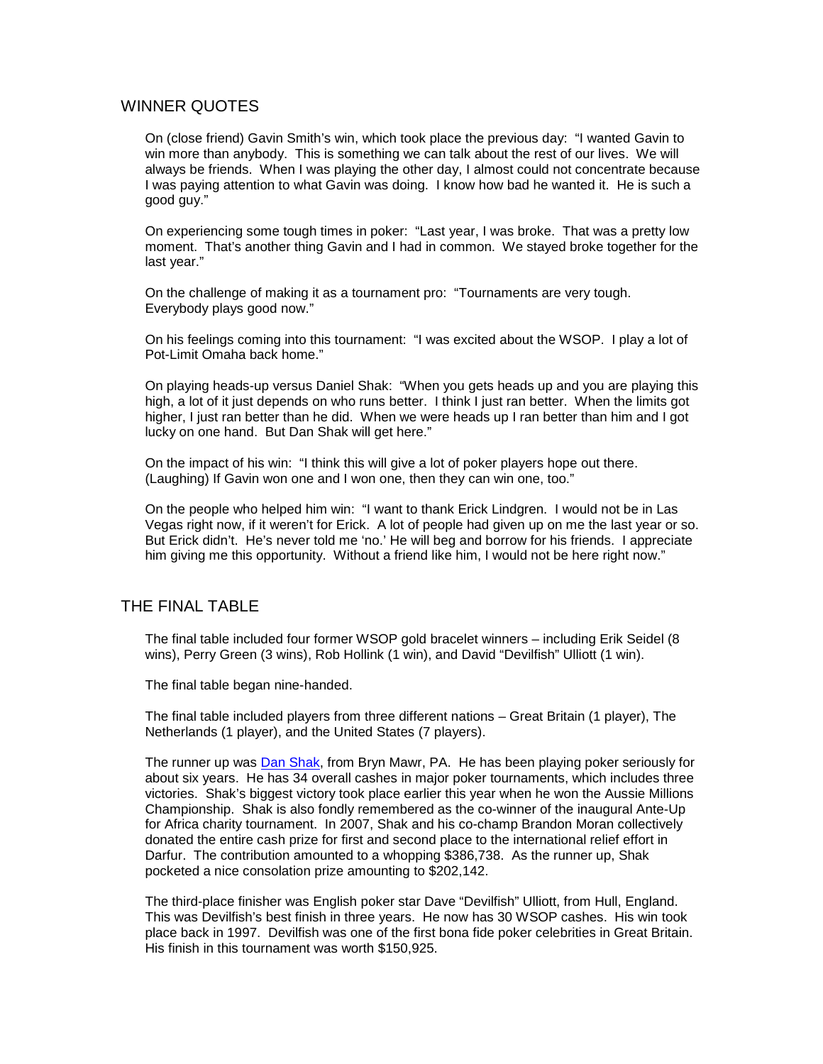## WINNER QUOTES

On (close friend) Gavin Smith's win, which took place the previous day: "I wanted Gavin to win more than anybody. This is something we can talk about the rest of our lives. We will always be friends. When I was playing the other day, I almost could not concentrate because I was paying attention to what Gavin was doing. I know how bad he wanted it. He is such a good guy."

On experiencing some tough times in poker: "Last year, I was broke. That was a pretty low moment. That's another thing Gavin and I had in common. We stayed broke together for the last year."

On the challenge of making it as a tournament pro: "Tournaments are very tough. Everybody plays good now."

On his feelings coming into this tournament: "I was excited about the WSOP. I play a lot of Pot-Limit Omaha back home."

On playing heads-up versus Daniel Shak: "When you gets heads up and you are playing this high, a lot of it just depends on who runs better. I think I just ran better. When the limits got higher, I just ran better than he did. When we were heads up I ran better than him and I got lucky on one hand. But Dan Shak will get here."

On the impact of his win: "I think this will give a lot of poker players hope out there. (Laughing) If Gavin won one and I won one, then they can win one, too."

On the people who helped him win: "I want to thank Erick Lindgren. I would not be in Las Vegas right now, if it weren't for Erick. A lot of people had given up on me the last year or so. But Erick didn't. He's never told me 'no.' He will beg and borrow for his friends. I appreciate him giving me this opportunity. Without a friend like him, I would not be here right now."

## THE FINAL TABLE

The final table included four former WSOP gold bracelet winners – including Erik Seidel (8 wins), Perry Green (3 wins), Rob Hollink (1 win), and David "Devilfish" Ulliott (1 win).

The final table began nine-handed.

The final table included players from three different nations – Great Britain (1 player), The Netherlands (1 player), and the United States (7 players).

The runner up was Dan Shak, from Bryn Mawr, PA. He has been playing poker seriously for about six years. He has 34 overall cashes in major poker tournaments, which includes three victories. Shak's biggest victory took place earlier this year when he won the Aussie Millions Championship. Shak is also fondly remembered as the co-winner of the inaugural Ante-Up for Africa charity tournament. In 2007, Shak and his co-champ Brandon Moran collectively donated the entire cash prize for first and second place to the international relief effort in Darfur. The contribution amounted to a whopping $386,738. As the runner up, Shak pocketed a nice consolation prize amounting to $202,142.

The third-place finisher was English poker star Dave "Devilfish" Ulliott, from Hull, England. This was Devilfish's best finish in three years. He now has 30 WSOP cashes. His win took place back in 1997. Devilfish was one of the first bona fide poker celebrities in Great Britain. His finish in this tournament was worth $150,925.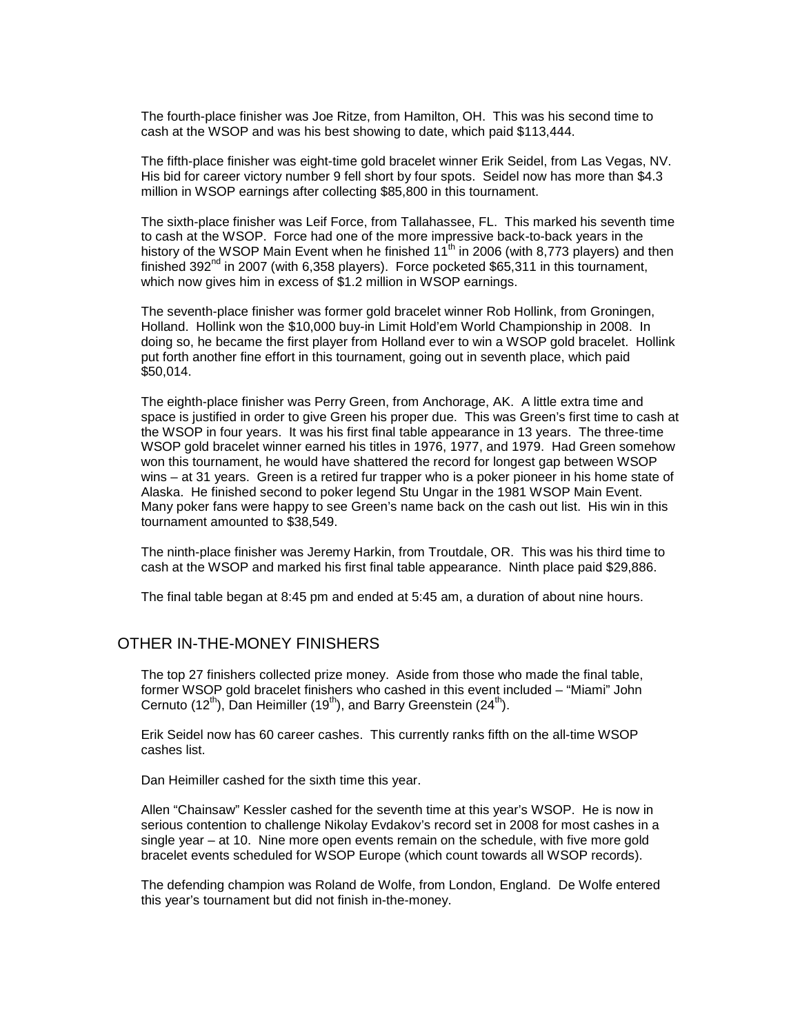The fourth-place finisher was Joe Ritze, from Hamilton, OH. This was his second time to cash at the WSOP and was his best showing to date, which paid $113,444.

The fifth-place finisher was eight-time gold bracelet winner Erik Seidel, from Las Vegas, NV. His bid for career victory number 9 fell short by four spots. Seidel now has more than $4.3 million in WSOP earnings after collecting $85,800 in this tournament.

The sixth-place finisher was Leif Force, from Tallahassee, FL. This marked his seventh time to cash at the WSOP. Force had one of the more impressive back-to-back years in the history of the WSOP Main Event when he finished 11th in 2006 (with 8,773 players) and then finished 392nd in 2007 (with 6,358 players). Force pocketed $65,311 in this tournament, which now gives him in excess of $1.2 million in WSOP earnings.

The seventh-place finisher was former gold bracelet winner Rob Hollink, from Groningen, Holland. Hollink won the $10,000 buy-in Limit Hold'em World Championship in 2008. In doing so, he became the first player from Holland ever to win a WSOP gold bracelet. Hollink put forth another fine effort in this tournament, going out in seventh place, which paid $50,014.

The eighth-place finisher was Perry Green, from Anchorage, AK. A little extra time and space is justified in order to give Green his proper due. This was Green's first time to cash at the WSOP in four years. It was his first final table appearance in 13 years. The three-time WSOP gold bracelet winner earned his titles in 1976, 1977, and 1979. Had Green somehow won this tournament, he would have shattered the record for longest gap between WSOP wins – at 31 years. Green is a retired fur trapper who is a poker pioneer in his home state of Alaska. He finished second to poker legend Stu Ungar in the 1981 WSOP Main Event. Many poker fans were happy to see Green's name back on the cash out list. His win in this tournament amounted to $38,549.

The ninth-place finisher was Jeremy Harkin, from Troutdale, OR. This was his third time to cash at the WSOP and marked his first final table appearance. Ninth place paid $29,886.

The final table began at 8:45 pm and ended at 5:45 am, a duration of about nine hours.

## OTHER IN-THE-MONEY FINISHERS

The top 27 finishers collected prize money. Aside from those who made the final table, former WSOP gold bracelet finishers who cashed in this event included – "Miami" John Cernuto (12th), Dan Heimiller (19th), and Barry Greenstein (24th).

Erik Seidel now has 60 career cashes. This currently ranks fifth on the all-time WSOP cashes list.

Dan Heimiller cashed for the sixth time this year.

Allen "Chainsaw" Kessler cashed for the seventh time at this year's WSOP. He is now in serious contention to challenge Nikolay Evdakov's record set in 2008 for most cashes in a single year – at 10. Nine more open events remain on the schedule, with five more gold bracelet events scheduled for WSOP Europe (which count towards all WSOP records).

The defending champion was Roland de Wolfe, from London, England. De Wolfe entered this year's tournament but did not finish in-the-money.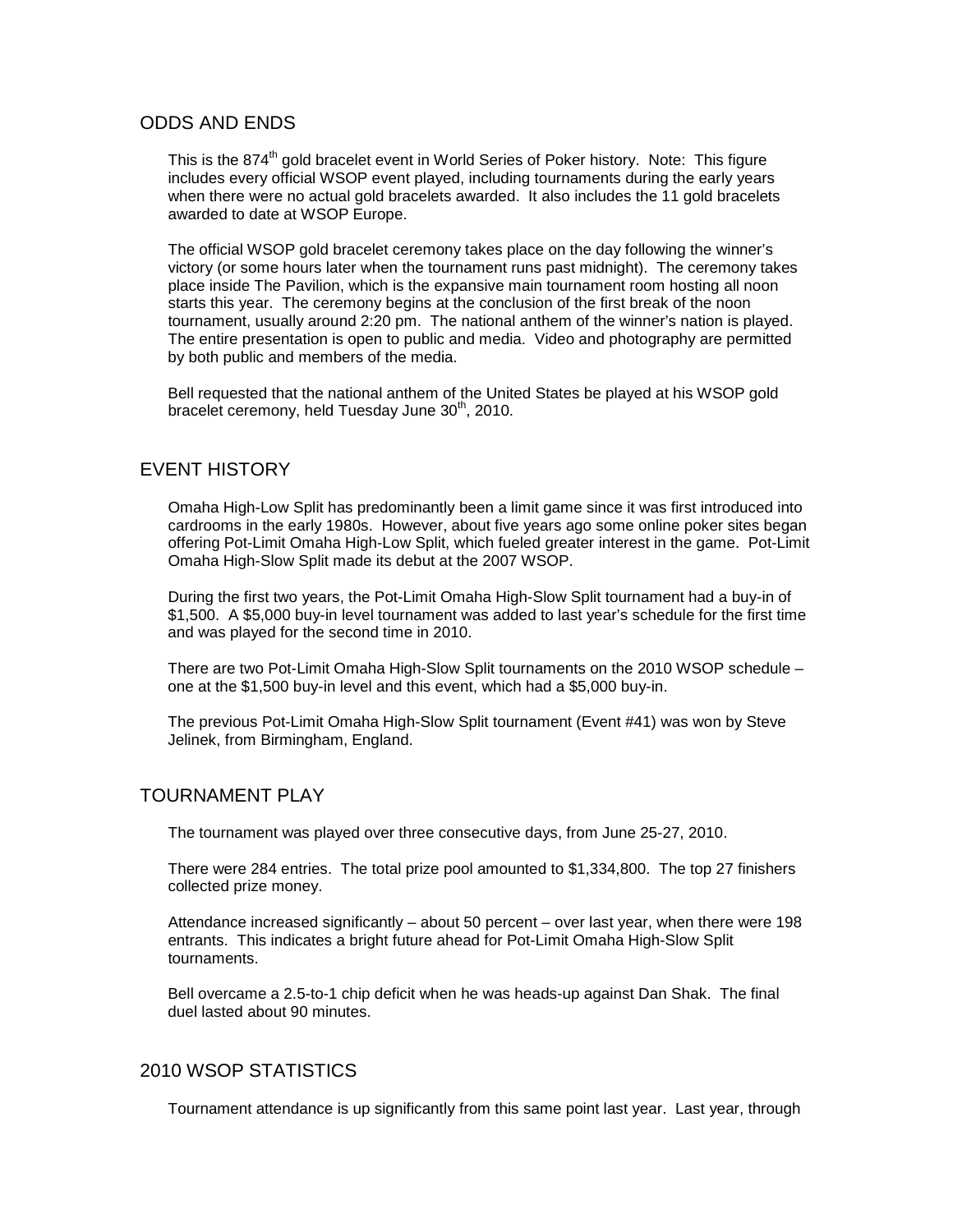## ODDS AND ENDS

This is the 874th gold bracelet event in World Series of Poker history. Note: This figure includes every official WSOP event played, including tournaments during the early years when there were no actual gold bracelets awarded. It also includes the 11 gold bracelets awarded to date at WSOP Europe.

The official WSOP gold bracelet ceremony takes place on the day following the winner's victory (or some hours later when the tournament runs past midnight). The ceremony takes place inside The Pavilion, which is the expansive main tournament room hosting all noon starts this year. The ceremony begins at the conclusion of the first break of the noon tournament, usually around 2:20 pm. The national anthem of the winner's nation is played. The entire presentation is open to public and media. Video and photography are permitted by both public and members of the media.

Bell requested that the national anthem of the United States be played at his WSOP gold bracelet ceremony, held Tuesday June 30th, 2010.

## EVENT HISTORY

Omaha High-Low Split has predominantly been a limit game since it was first introduced into cardrooms in the early 1980s. However, about five years ago some online poker sites began offering Pot-Limit Omaha High-Low Split, which fueled greater interest in the game. Pot-Limit Omaha High-Slow Split made its debut at the 2007 WSOP.

During the first two years, the Pot-Limit Omaha High-Slow Split tournament had a buy-in of $1,500. A $5,000 buy-in level tournament was added to last year's schedule for the first time and was played for the second time in 2010.

There are two Pot-Limit Omaha High-Slow Split tournaments on the 2010 WSOP schedule – one at the $1,500 buy-in level and this event, which had a $5,000 buy-in.

The previous Pot-Limit Omaha High-Slow Split tournament (Event #41) was won by Steve Jelinek, from Birmingham, England.

## TOURNAMENT PLAY

The tournament was played over three consecutive days, from June 25-27, 2010.

There were 284 entries. The total prize pool amounted to $1,334,800. The top 27 finishers collected prize money.

Attendance increased significantly – about 50 percent – over last year, when there were 198 entrants. This indicates a bright future ahead for Pot-Limit Omaha High-Slow Split tournaments.

Bell overcame a 2.5-to-1 chip deficit when he was heads-up against Dan Shak. The final duel lasted about 90 minutes.

## 2010 WSOP STATISTICS

Tournament attendance is up significantly from this same point last year. Last year, through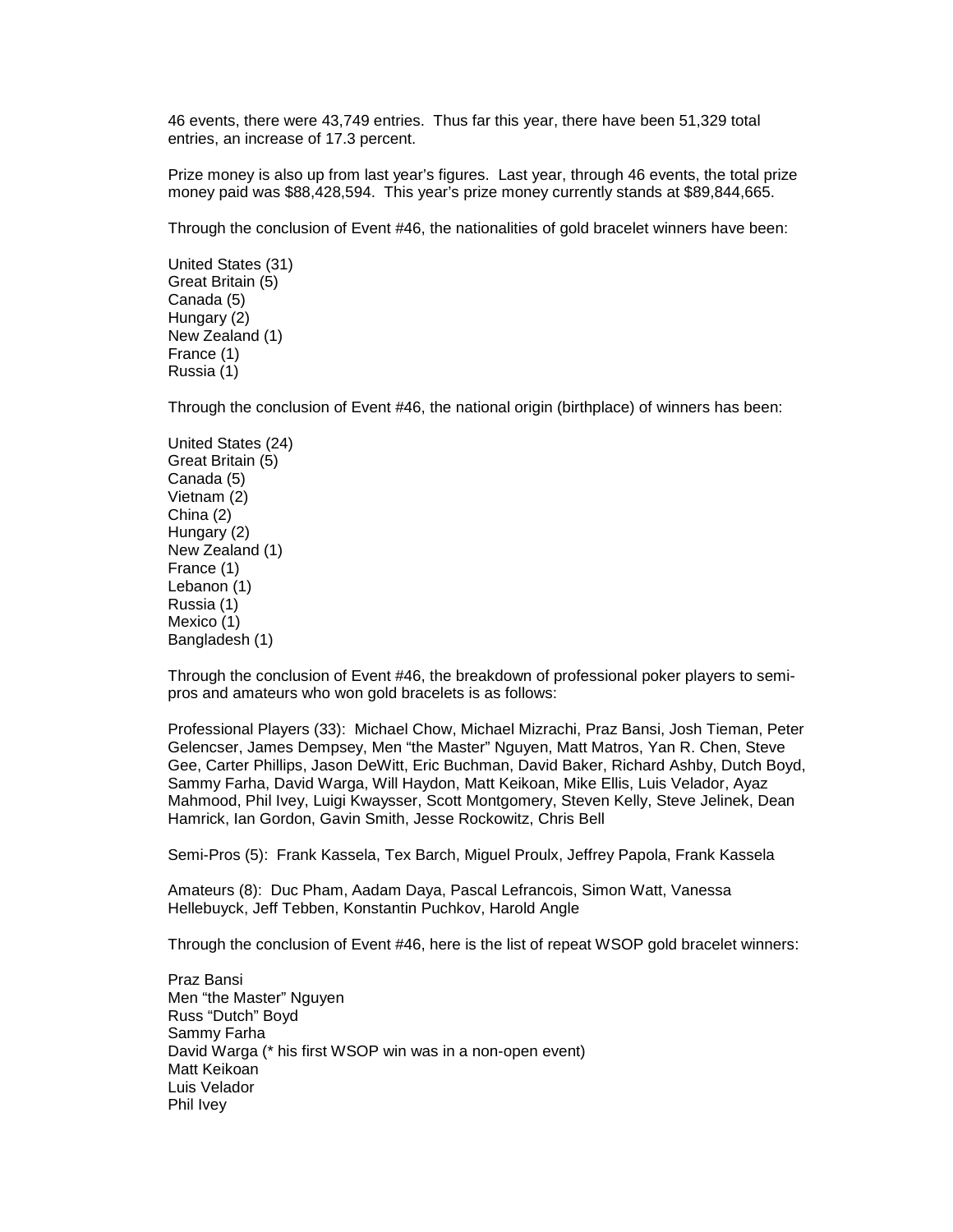46 events, there were 43,749 entries. Thus far this year, there have been 51,329 total entries, an increase of 17.3 percent.

Prize money is also up from last year's figures. Last year, through 46 events, the total prize money paid was $88,428,594. This year's prize money currently stands at $89,844,665.

Through the conclusion of Event #46, the nationalities of gold bracelet winners have been:

United States (31)
Great Britain (5)
Canada (5)
Hungary (2)
New Zealand (1)
France (1)
Russia (1)

Through the conclusion of Event #46, the national origin (birthplace) of winners has been:

United States (24)
Great Britain (5)
Canada (5)
Vietnam (2)
China (2)
Hungary (2)
New Zealand (1)
France (1)
Lebanon (1)
Russia (1)
Mexico (1)
Bangladesh (1)

Through the conclusion of Event #46, the breakdown of professional poker players to semi-pros and amateurs who won gold bracelets is as follows:

Professional Players (33): Michael Chow, Michael Mizrachi, Praz Bansi, Josh Tieman, Peter Gelencser, James Dempsey, Men "the Master" Nguyen, Matt Matros, Yan R. Chen, Steve Gee, Carter Phillips, Jason DeWitt, Eric Buchman, David Baker, Richard Ashby, Dutch Boyd, Sammy Farha, David Warga, Will Haydon, Matt Keikoan, Mike Ellis, Luis Velador, Ayaz Mahmood, Phil Ivey, Luigi Kwaysser, Scott Montgomery, Steven Kelly, Steve Jelinek, Dean Hamrick, Ian Gordon, Gavin Smith, Jesse Rockowitz, Chris Bell

Semi-Pros (5): Frank Kassela, Tex Barch, Miguel Proulx, Jeffrey Papola, Frank Kassela

Amateurs (8): Duc Pham, Aadam Daya, Pascal Lefrancois, Simon Watt, Vanessa Hellebuyck, Jeff Tebben, Konstantin Puchkov, Harold Angle

Through the conclusion of Event #46, here is the list of repeat WSOP gold bracelet winners:

Praz Bansi
Men "the Master" Nguyen
Russ "Dutch" Boyd
Sammy Farha
David Warga (* his first WSOP win was in a non-open event)
Matt Keikoan
Luis Velador
Phil Ivey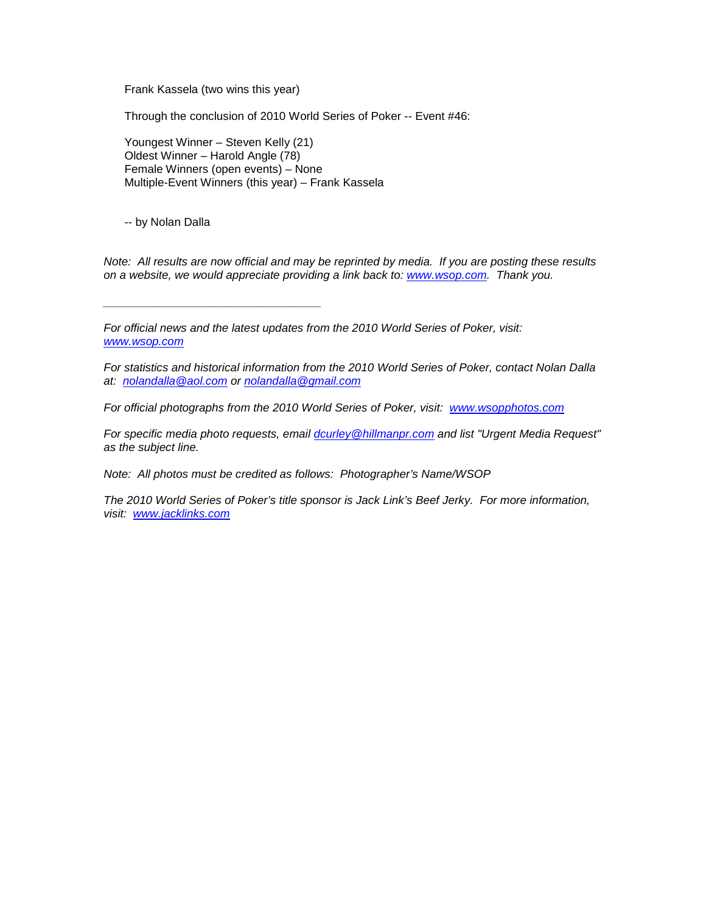Frank Kassela (two wins this year)

Through the conclusion of 2010 World Series of Poker -- Event #46:

Youngest Winner – Steven Kelly (21)
Oldest Winner – Harold Angle (78)
Female Winners (open events) – None
Multiple-Event Winners (this year) – Frank Kassela

-- by Nolan Dalla

*Note: All results are now official and may be reprinted by media. If you are posting these results on a website, we would appreciate providing a link back to: www.wsop.com. Thank you.*

---

*For official news and the latest updates from the 2010 World Series of Poker, visit: www.wsop.com*

*For statistics and historical information from the 2010 World Series of Poker, contact Nolan Dalla at: nolandalla@aol.com or nolandalla@gmail.com*

*For official photographs from the 2010 World Series of Poker, visit: www.wsopphotos.com*

*For specific media photo requests, email dcurley@hillmanpr.com and list "Urgent Media Request" as the subject line.*

*Note: All photos must be credited as follows: Photographer's Name/WSOP*

*The 2010 World Series of Poker's title sponsor is Jack Link's Beef Jerky. For more information, visit: www.jacklinks.com*